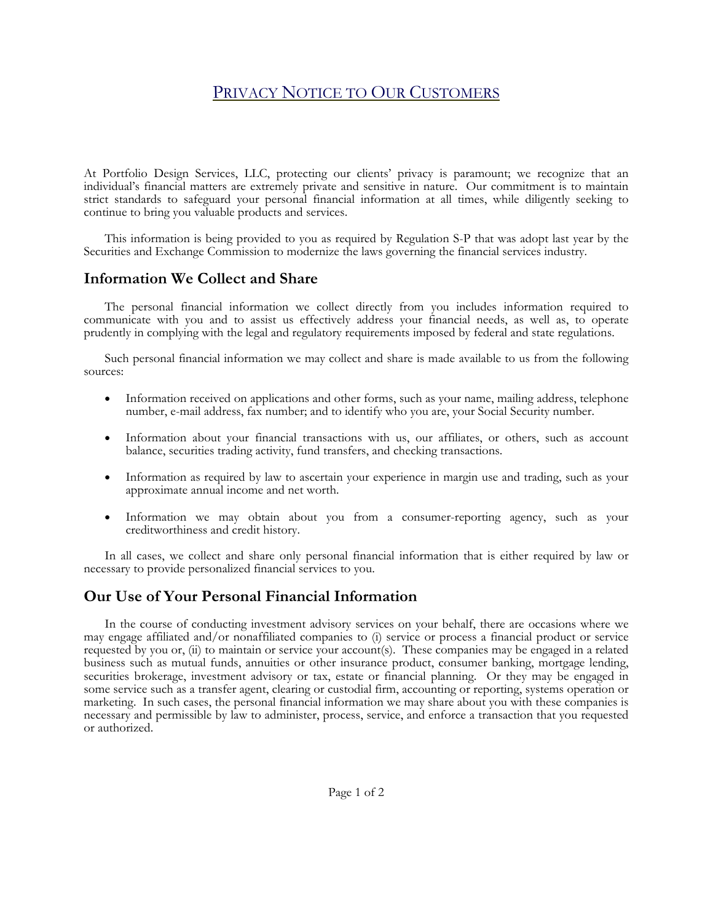# PRIVACY NOTICE TO OUR CUSTOMERS

At Portfolio Design Services, LLC, protecting our clients' privacy is paramount; we recognize that an individual's financial matters are extremely private and sensitive in nature. Our commitment is to maintain strict standards to safeguard your personal financial information at all times, while diligently seeking to continue to bring you valuable products and services.

This information is being provided to you as required by Regulation S-P that was adopt last year by the Securities and Exchange Commission to modernize the laws governing the financial services industry.

## Information We Collect and Share

The personal financial information we collect directly from you includes information required to communicate with you and to assist us effectively address your financial needs, as well as, to operate prudently in complying with the legal and regulatory requirements imposed by federal and state regulations.

Such personal financial information we may collect and share is made available to us from the following sources:

- Information received on applications and other forms, such as your name, mailing address, telephone number, e-mail address, fax number; and to identify who you are, your Social Security number.
- Information about your financial transactions with us, our affiliates, or others, such as account balance, securities trading activity, fund transfers, and checking transactions.
- Information as required by law to ascertain your experience in margin use and trading, such as your approximate annual income and net worth.
- Information we may obtain about you from a consumer-reporting agency, such as your creditworthiness and credit history.

In all cases, we collect and share only personal financial information that is either required by law or necessary to provide personalized financial services to you.

## Our Use of Your Personal Financial Information

In the course of conducting investment advisory services on your behalf, there are occasions where we may engage affiliated and/or nonaffiliated companies to (i) service or process a financial product or service requested by you or, (ii) to maintain or service your account(s). These companies may be engaged in a related business such as mutual funds, annuities or other insurance product, consumer banking, mortgage lending, securities brokerage, investment advisory or tax, estate or financial planning. Or they may be engaged in some service such as a transfer agent, clearing or custodial firm, accounting or reporting, systems operation or marketing. In such cases, the personal financial information we may share about you with these companies is necessary and permissible by law to administer, process, service, and enforce a transaction that you requested or authorized.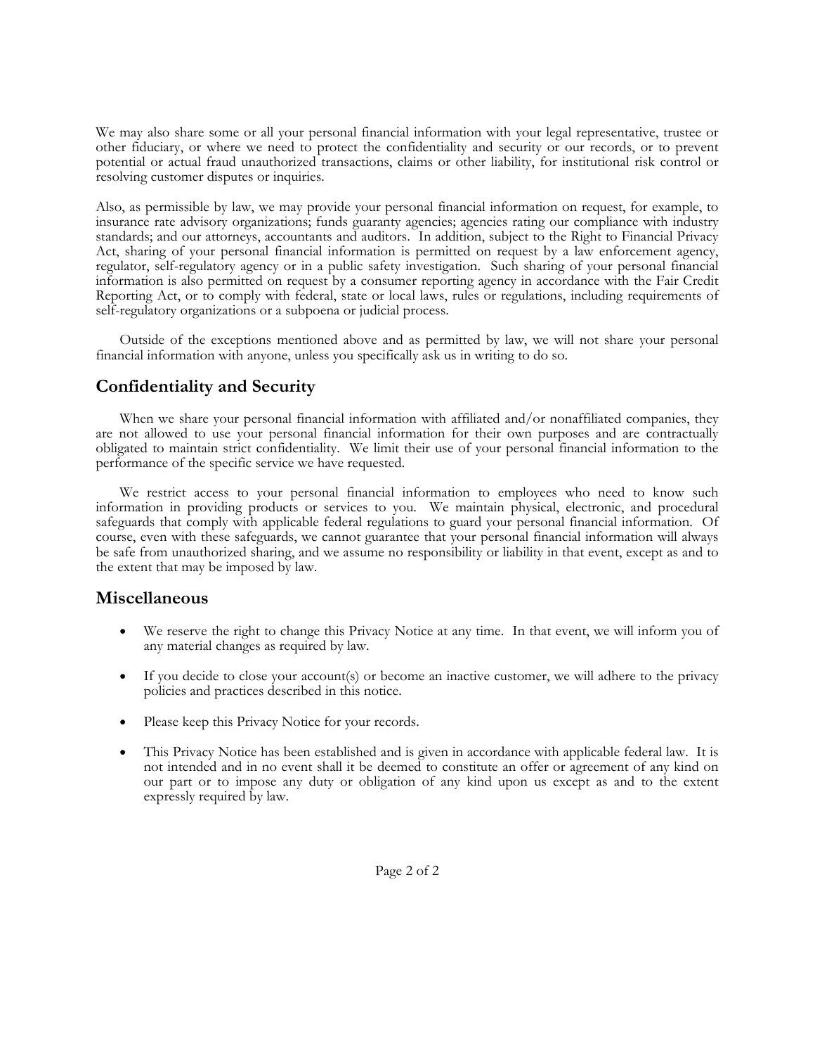We may also share some or all your personal financial information with your legal representative, trustee or other fiduciary, or where we need to protect the confidentiality and security or our records, or to prevent potential or actual fraud unauthorized transactions, claims or other liability, for institutional risk control or resolving customer disputes or inquiries.

Also, as permissible by law, we may provide your personal financial information on request, for example, to insurance rate advisory organizations; funds guaranty agencies; agencies rating our compliance with industry standards; and our attorneys, accountants and auditors. In addition, subject to the Right to Financial Privacy Act, sharing of your personal financial information is permitted on request by a law enforcement agency, regulator, self-regulatory agency or in a public safety investigation. Such sharing of your personal financial information is also permitted on request by a consumer reporting agency in accordance with the Fair Credit Reporting Act, or to comply with federal, state or local laws, rules or regulations, including requirements of self-regulatory organizations or a subpoena or judicial process.

Outside of the exceptions mentioned above and as permitted by law, we will not share your personal financial information with anyone, unless you specifically ask us in writing to do so.

## Confidentiality and Security

When we share your personal financial information with affiliated and/or nonaffiliated companies, they are not allowed to use your personal financial information for their own purposes and are contractually obligated to maintain strict confidentiality. We limit their use of your personal financial information to the performance of the specific service we have requested.

We restrict access to your personal financial information to employees who need to know such information in providing products or services to you. We maintain physical, electronic, and procedural safeguards that comply with applicable federal regulations to guard your personal financial information. Of course, even with these safeguards, we cannot guarantee that your personal financial information will always be safe from unauthorized sharing, and we assume no responsibility or liability in that event, except as and to the extent that may be imposed by law.

## Miscellaneous

- We reserve the right to change this Privacy Notice at any time. In that event, we will inform you of any material changes as required by law.
- If you decide to close your account(s) or become an inactive customer, we will adhere to the privacy policies and practices described in this notice.
- Please keep this Privacy Notice for your records.
- This Privacy Notice has been established and is given in accordance with applicable federal law. It is not intended and in no event shall it be deemed to constitute an offer or agreement of any kind on our part or to impose any duty or obligation of any kind upon us except as and to the extent expressly required by law.